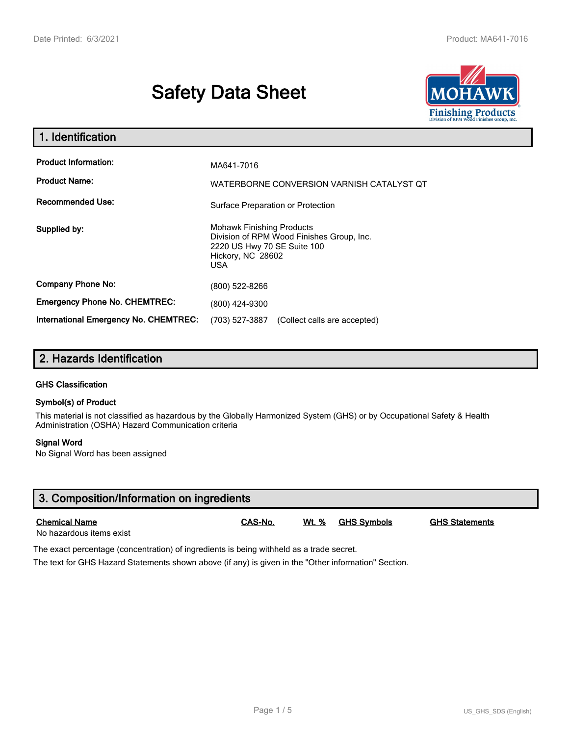# Safety Data Sheet

## 1. Identification

| | |
|---|---|
| **Product Information:** | MA641-7016 |
| **Product Name:** | WATERBORNE CONVERSION VARNISH CATALYST QT |
| **Recommended Use:** | Surface Preparation or Protection |
| **Supplied by:** | Mohawk Finishing Products<br>Division of RPM Wood Finishes Group, Inc.<br>2220 US Hwy 70 SE Suite 100<br>Hickory, NC 28602<br>USA |
| **Company Phone No:** | (800) 522-8266 |
| **Emergency Phone No. CHEMTREC:** | (800) 424-9300 |
| **International Emergency No. CHEMTREC:** | (703) 527-3887 (Collect calls are accepted) |

## 2. Hazards Identification

### GHS Classification

### Symbol(s) of Product

This material is not classified as hazardous by the Globally Harmonized System (GHS) or by Occupational Safety & Health Administration (OSHA) Hazard Communication criteria

### Signal Word

No Signal Word has been assigned

## 3. Composition/Information on ingredients

| Chemical Name | CAS-No. | Wt. % | GHS Symbols | GHS Statements |
|---|---|---|---|---|
| No hazardous items exist | | | | |

The exact percentage (concentration) of ingredients is being withheld as a trade secret.

The text for GHS Hazard Statements shown above (if any) is given in the "Other information" Section.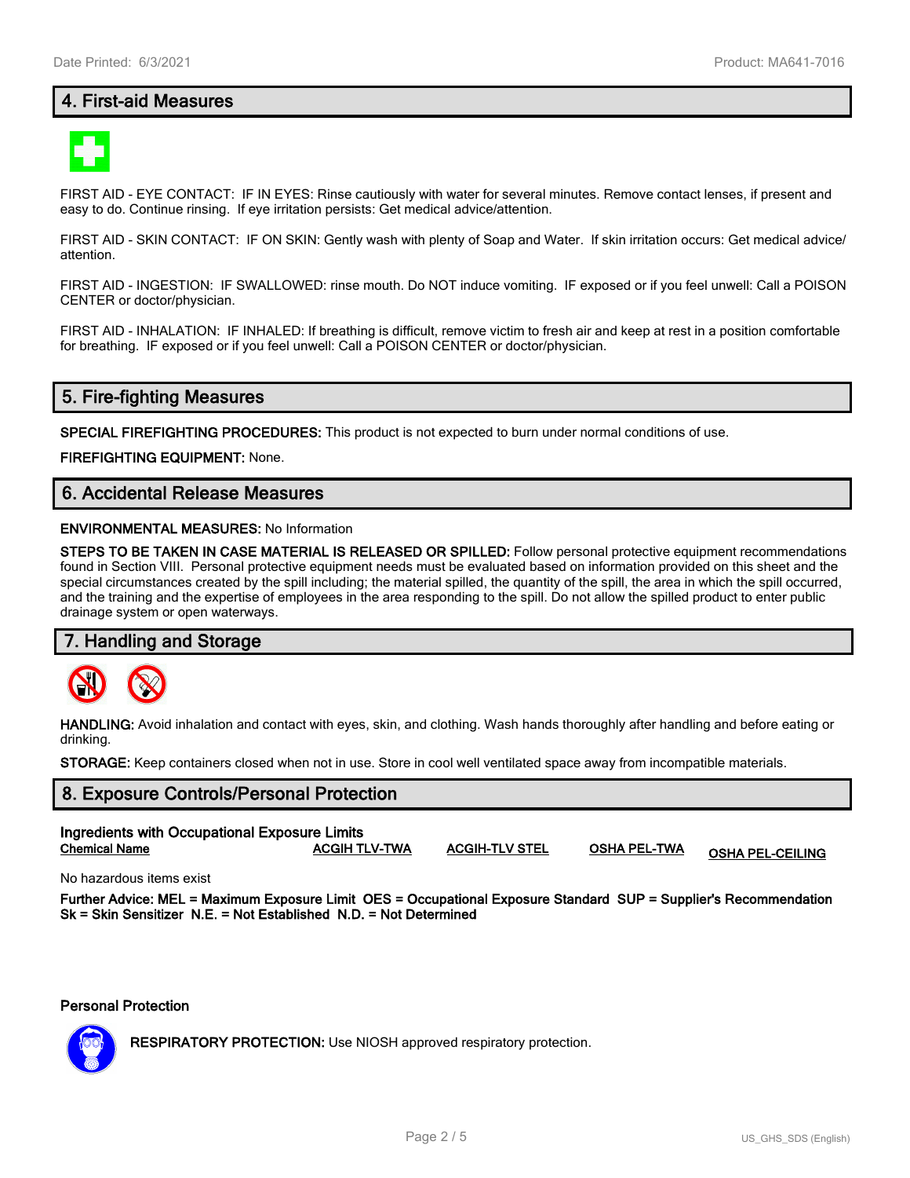## 4. First-aid Measures

FIRST AID - EYE CONTACT: IF IN EYES: Rinse cautiously with water for several minutes. Remove contact lenses, if present and easy to do. Continue rinsing. If eye irritation persists: Get medical advice/attention.

FIRST AID - SKIN CONTACT: IF ON SKIN: Gently wash with plenty of Soap and Water. If skin irritation occurs: Get medical advice/attention.

FIRST AID - INGESTION: IF SWALLOWED: rinse mouth. Do NOT induce vomiting. IF exposed or if you feel unwell: Call a POISON CENTER or doctor/physician.

FIRST AID - INHALATION: IF INHALED: If breathing is difficult, remove victim to fresh air and keep at rest in a position comfortable for breathing. IF exposed or if you feel unwell: Call a POISON CENTER or doctor/physician.

## 5. Fire-fighting Measures

**SPECIAL FIREFIGHTING PROCEDURES:** This product is not expected to burn under normal conditions of use.

**FIREFIGHTING EQUIPMENT:** None.

## 6. Accidental Release Measures

**ENVIRONMENTAL MEASURES:** No Information

**STEPS TO BE TAKEN IN CASE MATERIAL IS RELEASED OR SPILLED:** Follow personal protective equipment recommendations found in Section VIII. Personal protective equipment needs must be evaluated based on information provided on this sheet and the special circumstances created by the spill including; the material spilled, the quantity of the spill, the area in which the spill occurred, and the training and the expertise of employees in the area responding to the spill. Do not allow the spilled product to enter public drainage system or open waterways.

## 7. Handling and Storage

**HANDLING:** Avoid inhalation and contact with eyes, skin, and clothing. Wash hands thoroughly after handling and before eating or drinking.

**STORAGE:** Keep containers closed when not in use. Store in cool well ventilated space away from incompatible materials.

## 8. Exposure Controls/Personal Protection

**Ingredients with Occupational Exposure Limits**

| Chemical Name | ACGIH TLV-TWA | ACGIH-TLV STEL | OSHA PEL-TWA | OSHA PEL-CEILING |
|---|---|---|---|---|

No hazardous items exist

**Further Advice: MEL = Maximum Exposure Limit OES = Occupational Exposure Standard SUP = Supplier's Recommendation Sk = Skin Sensitizer N.E. = Not Established N.D. = Not Determined**

**Personal Protection**

**RESPIRATORY PROTECTION:** Use NIOSH approved respiratory protection.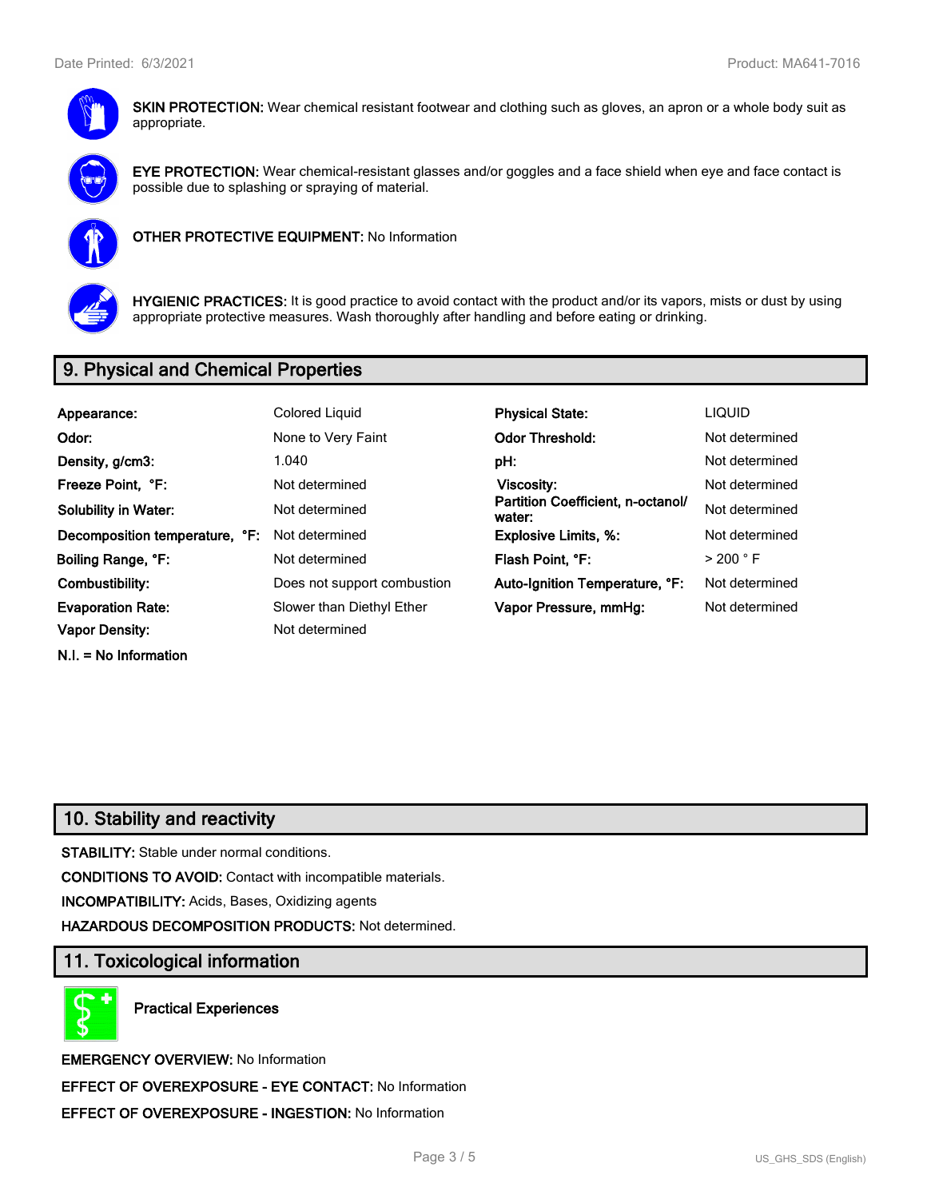**SKIN PROTECTION:** Wear chemical resistant footwear and clothing such as gloves, an apron or a whole body suit as appropriate.

**EYE PROTECTION:** Wear chemical-resistant glasses and/or goggles and a face shield when eye and face contact is possible due to splashing or spraying of material.

**OTHER PROTECTIVE EQUIPMENT:** No Information

**HYGIENIC PRACTICES:** It is good practice to avoid contact with the product and/or its vapors, mists or dust by using appropriate protective measures. Wash thoroughly after handling and before eating or drinking.

## 9. Physical and Chemical Properties

| | | | |
|---|---|---|---|
| **Appearance:** | Colored Liquid | **Physical State:** | LIQUID |
| **Odor:** | None to Very Faint | **Odor Threshold:** | Not determined |
| **Density, g/cm3:** | 1.040 | **pH:** | Not determined |
| **Freeze Point, °F:** | Not determined | **Viscosity:** | Not determined |
| **Solubility in Water:** | Not determined | **Partition Coefficient, n-octanol/ water:** | Not determined |
| **Decomposition temperature, °F:** | Not determined | **Explosive Limits, %:** | Not determined |
| **Boiling Range, °F:** | Not determined | **Flash Point, °F:** | > 200 ° F |
| **Combustibility:** | Does not support combustion | **Auto-Ignition Temperature, °F:** | Not determined |
| **Evaporation Rate:** | Slower than Diethyl Ether | **Vapor Pressure, mmHg:** | Not determined |
| **Vapor Density:** | Not determined | | |

**N.I. = No Information**

## 10. Stability and reactivity

**STABILITY:** Stable under normal conditions.

**CONDITIONS TO AVOID:** Contact with incompatible materials.

**INCOMPATIBILITY:** Acids, Bases, Oxidizing agents

**HAZARDOUS DECOMPOSITION PRODUCTS:** Not determined.

## 11. Toxicological information

**Practical Experiences**

**EMERGENCY OVERVIEW:** No Information

**EFFECT OF OVEREXPOSURE - EYE CONTACT:** No Information

**EFFECT OF OVEREXPOSURE - INGESTION:** No Information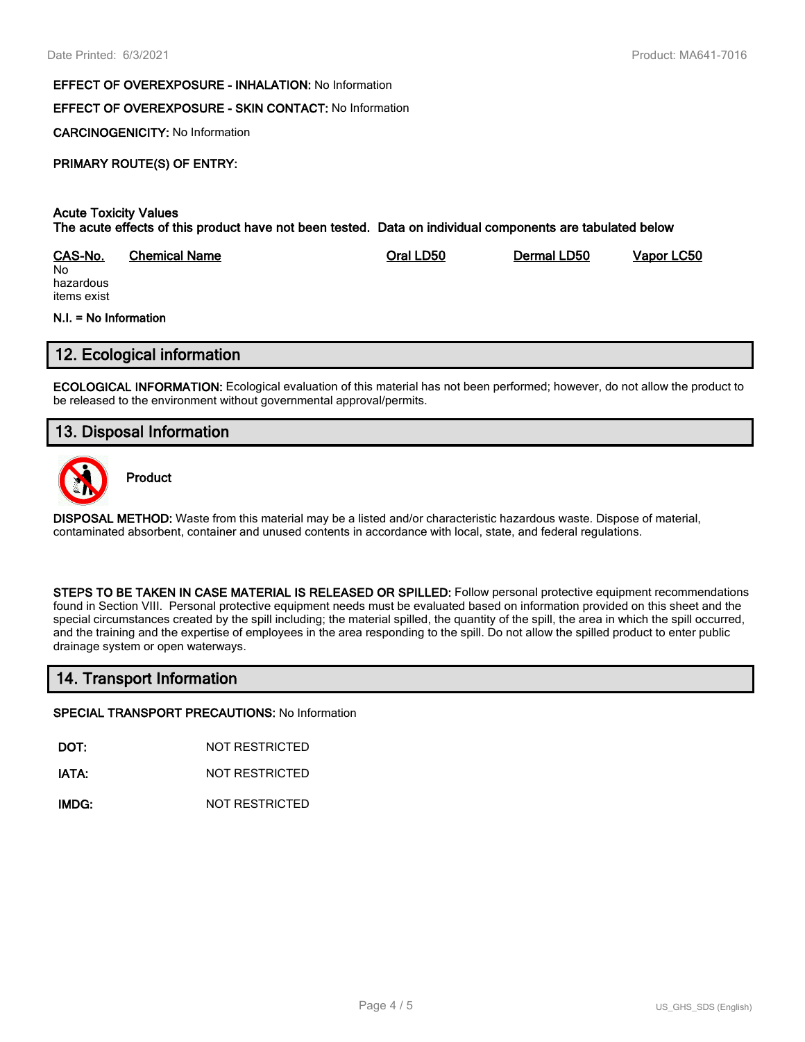**EFFECT OF OVEREXPOSURE - INHALATION:** No Information

**EFFECT OF OVEREXPOSURE - SKIN CONTACT:** No Information

**CARCINOGENICITY:** No Information

**PRIMARY ROUTE(S) OF ENTRY:**

**Acute Toxicity Values**
**The acute effects of this product have not been tested. Data on individual components are tabulated below**

| CAS-No. | Chemical Name | Oral LD50 | Dermal LD50 | Vapor LC50 |
|---|---|---|---|---|
| No hazardous items exist | | | | |

**N.I. = No Information**

## 12. Ecological information

**ECOLOGICAL INFORMATION:** Ecological evaluation of this material has not been performed; however, do not allow the product to be released to the environment without governmental approval/permits.

## 13. Disposal Information

**Product**

**DISPOSAL METHOD:** Waste from this material may be a listed and/or characteristic hazardous waste. Dispose of material, contaminated absorbent, container and unused contents in accordance with local, state, and federal regulations.

**STEPS TO BE TAKEN IN CASE MATERIAL IS RELEASED OR SPILLED:** Follow personal protective equipment recommendations found in Section VIII. Personal protective equipment needs must be evaluated based on information provided on this sheet and the special circumstances created by the spill including; the material spilled, the quantity of the spill, the area in which the spill occurred, and the training and the expertise of employees in the area responding to the spill. Do not allow the spilled product to enter public drainage system or open waterways.

## 14. Transport Information

**SPECIAL TRANSPORT PRECAUTIONS:** No Information

**DOT:** NOT RESTRICTED

**IATA:** NOT RESTRICTED

**IMDG:** NOT RESTRICTED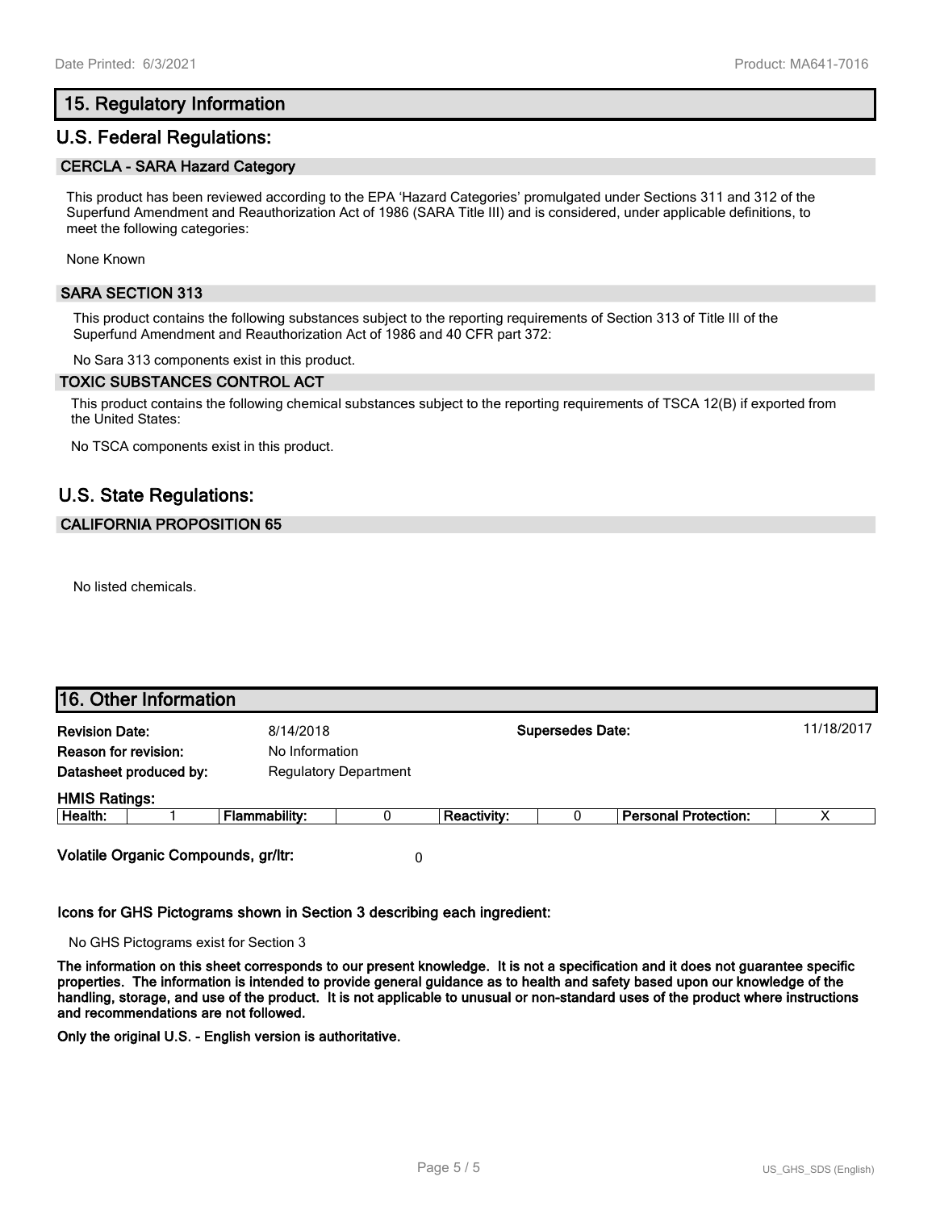## 15. Regulatory Information

## U.S. Federal Regulations:

### CERCLA - SARA Hazard Category

This product has been reviewed according to the EPA 'Hazard Categories' promulgated under Sections 311 and 312 of the Superfund Amendment and Reauthorization Act of 1986 (SARA Title III) and is considered, under applicable definitions, to meet the following categories:

None Known

### SARA SECTION 313

This product contains the following substances subject to the reporting requirements of Section 313 of Title III of the Superfund Amendment and Reauthorization Act of 1986 and 40 CFR part 372:

No Sara 313 components exist in this product.

### TOXIC SUBSTANCES CONTROL ACT

This product contains the following chemical substances subject to the reporting requirements of TSCA 12(B) if exported from the United States:

No TSCA components exist in this product.

## U.S. State Regulations:

### CALIFORNIA PROPOSITION 65

No listed chemicals.

## 16. Other Information

**Revision Date:** 8/14/2018 **Supersedes Date:** 11/18/2017

**Reason for revision:** No Information

**Datasheet produced by:** Regulatory Department

**HMIS Ratings:**

| | | | | | | | |
|---|---|---|---|---|---|---|---|
| **Health:** | 1 | **Flammability:** | 0 | **Reactivity:** | 0 | **Personal Protection:** | X |

**Volatile Organic Compounds, gr/ltr:** 0

**Icons for GHS Pictograms shown in Section 3 describing each ingredient:**

No GHS Pictograms exist for Section 3

**The information on this sheet corresponds to our present knowledge. It is not a specification and it does not guarantee specific properties. The information is intended to provide general guidance as to health and safety based upon our knowledge of the handling, storage, and use of the product. It is not applicable to unusual or non-standard uses of the product where instructions and recommendations are not followed.**

**Only the original U.S. - English version is authoritative.**